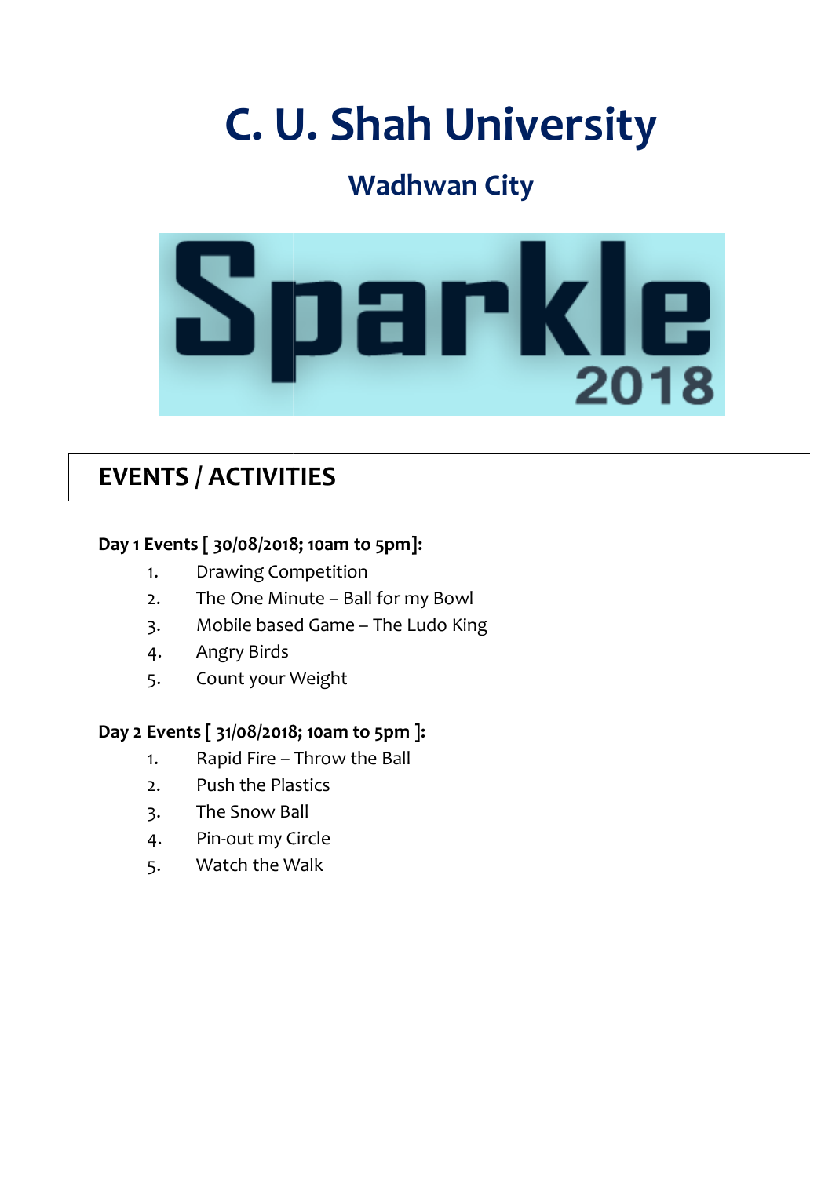# C. U. Shah University

## Wadhwan City

Sparkle 2018

## EVENTS / ACTIVITIES

**Day 1 Events [ 30/08/2018; 10am to 5pm]:**

1. Drawing Competition
2. The One Minute – Ball for my Bowl
3. Mobile based Game – The Ludo King
4. Angry Birds
5. Count your Weight

**Day 2 Events [ 31/08/2018; 10am to 5pm ]:**

1. Rapid Fire – Throw the Ball
2. Push the Plastics
3. The Snow Ball
4. Pin-out my Circle
5. Watch the Walk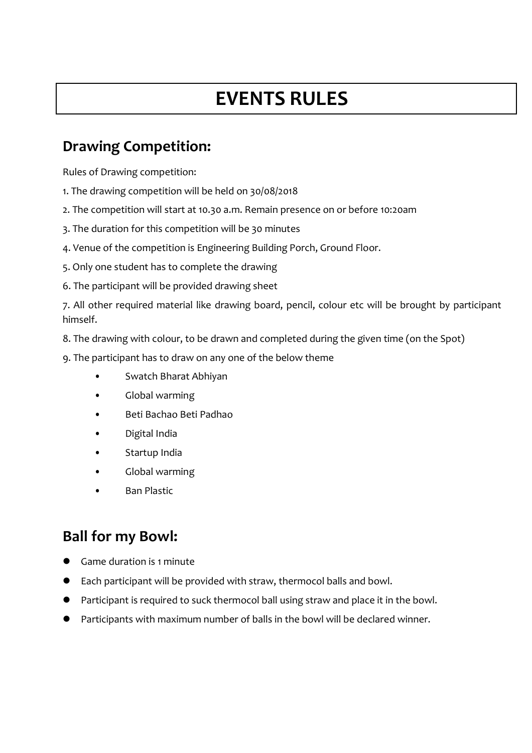# EVENTS RULES

## Drawing Competition:

Rules of Drawing competition:

1. The drawing competition will be held on 30/08/2018
2. The competition will start at 10.30 a.m. Remain presence on or before 10:20am
3. The duration for this competition will be 30 minutes
4. Venue of the competition is Engineering Building Porch, Ground Floor.
5. Only one student has to complete the drawing
6. The participant will be provided drawing sheet
7. All other required material like drawing board, pencil, colour etc will be brought by participant himself.
8. The drawing with colour, to be drawn and completed during the given time (on the Spot)
9. The participant has to draw on any one of the below theme
   - Swatch Bharat Abhiyan
   - Global warming
   - Beti Bachao Beti Padhao
   - Digital India
   - Startup India
   - Global warming
   - Ban Plastic

## Ball for my Bowl:

- Game duration is 1 minute
- Each participant will be provided with straw, thermocol balls and bowl.
- Participant is required to suck thermocol ball using straw and place it in the bowl.
- Participants with maximum number of balls in the bowl will be declared winner.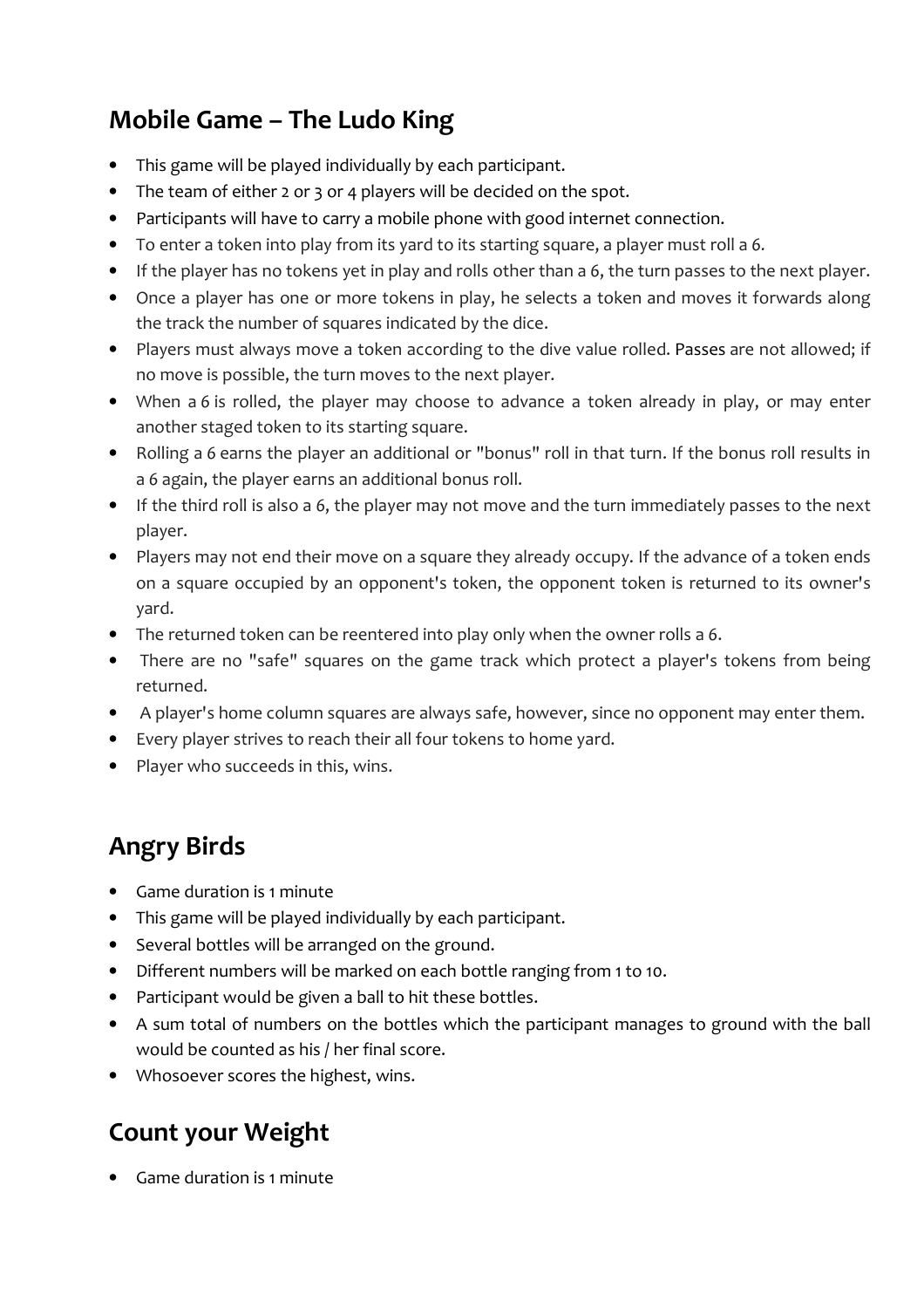## Mobile Game – The Ludo King

- This game will be played individually by each participant.
- The team of either 2 or 3 or 4 players will be decided on the spot.
- Participants will have to carry a mobile phone with good internet connection.
- To enter a token into play from its yard to its starting square, a player must roll a 6.
- If the player has no tokens yet in play and rolls other than a 6, the turn passes to the next player.
- Once a player has one or more tokens in play, he selects a token and moves it forwards along the track the number of squares indicated by the dice.
- Players must always move a token according to the dive value rolled. Passes are not allowed; if no move is possible, the turn moves to the next player.
- When a 6 is rolled, the player may choose to advance a token already in play, or may enter another staged token to its starting square.
- Rolling a 6 earns the player an additional or "bonus" roll in that turn. If the bonus roll results in a 6 again, the player earns an additional bonus roll.
- If the third roll is also a 6, the player may not move and the turn immediately passes to the next player.
- Players may not end their move on a square they already occupy. If the advance of a token ends on a square occupied by an opponent's token, the opponent token is returned to its owner's yard.
- The returned token can be reentered into play only when the owner rolls a 6.
- There are no "safe" squares on the game track which protect a player's tokens from being returned.
- A player's home column squares are always safe, however, since no opponent may enter them.
- Every player strives to reach their all four tokens to home yard.
- Player who succeeds in this, wins.

## Angry Birds

- Game duration is 1 minute
- This game will be played individually by each participant.
- Several bottles will be arranged on the ground.
- Different numbers will be marked on each bottle ranging from 1 to 10.
- Participant would be given a ball to hit these bottles.
- A sum total of numbers on the bottles which the participant manages to ground with the ball would be counted as his / her final score.
- Whosoever scores the highest, wins.

## Count your Weight

- Game duration is 1 minute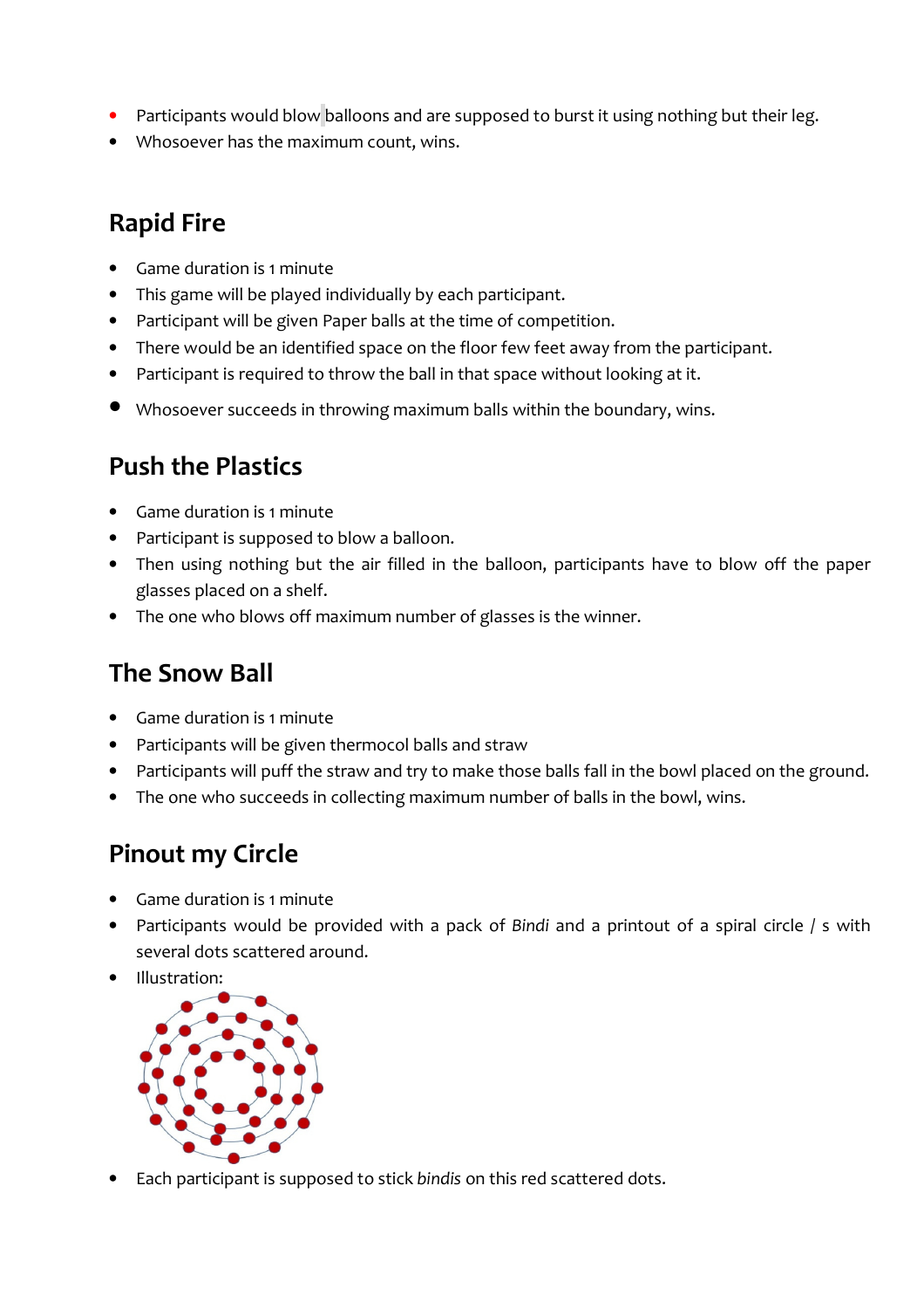- Participants would blow balloons and are supposed to burst it using nothing but their leg.
- Whosoever has the maximum count, wins.

## Rapid Fire

- Game duration is 1 minute
- This game will be played individually by each participant.
- Participant will be given Paper balls at the time of competition.
- There would be an identified space on the floor few feet away from the participant.
- Participant is required to throw the ball in that space without looking at it.
- Whosoever succeeds in throwing maximum balls within the boundary, wins.

## Push the Plastics

- Game duration is 1 minute
- Participant is supposed to blow a balloon.
- Then using nothing but the air filled in the balloon, participants have to blow off the paper glasses placed on a shelf.
- The one who blows off maximum number of glasses is the winner.

## The Snow Ball

- Game duration is 1 minute
- Participants will be given thermocol balls and straw
- Participants will puff the straw and try to make those balls fall in the bowl placed on the ground.
- The one who succeeds in collecting maximum number of balls in the bowl, wins.

## Pinout my Circle

- Game duration is 1 minute
- Participants would be provided with a pack of *Bindi* and a printout of a spiral circle / s with several dots scattered around.
- Illustration:
- Each participant is supposed to stick *bindis* on this red scattered dots.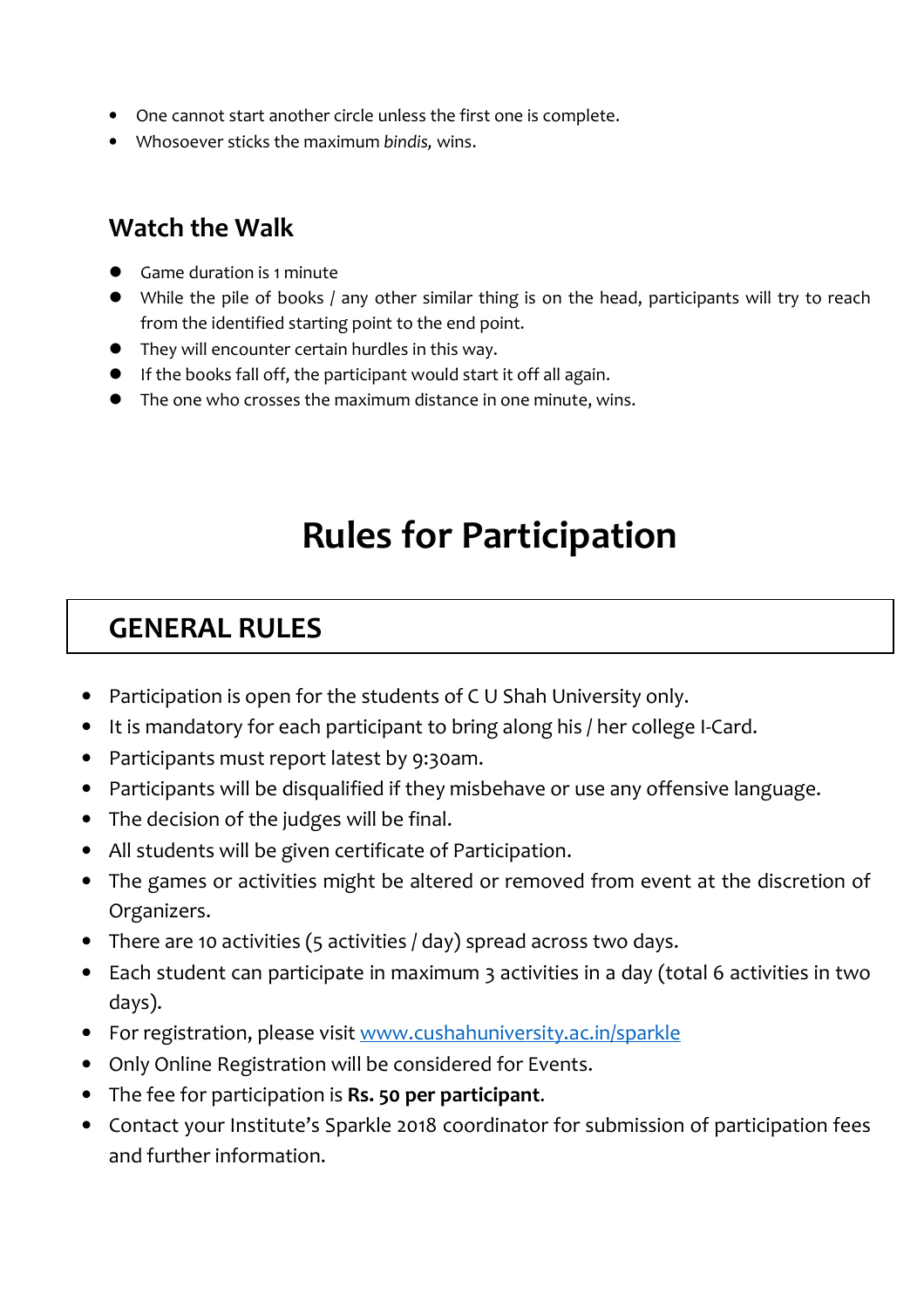- One cannot start another circle unless the first one is complete.
- Whosoever sticks the maximum *bindis,* wins.

### Watch the Walk

- Game duration is 1 minute
- While the pile of books / any other similar thing is on the head, participants will try to reach from the identified starting point to the end point.
- They will encounter certain hurdles in this way.
- If the books fall off, the participant would start it off all again.
- The one who crosses the maximum distance in one minute, wins.

# Rules for Participation

## GENERAL RULES

- Participation is open for the students of C U Shah University only.
- It is mandatory for each participant to bring along his / her college I-Card.
- Participants must report latest by 9:30am.
- Participants will be disqualified if they misbehave or use any offensive language.
- The decision of the judges will be final.
- All students will be given certificate of Participation.
- The games or activities might be altered or removed from event at the discretion of Organizers.
- There are 10 activities (5 activities / day) spread across two days.
- Each student can participate in maximum 3 activities in a day (total 6 activities in two days).
- For registration, please visit [www.cushahuniversity.ac.in/sparkle](http://www.cushahuniversity.ac.in/sparkle)
- Only Online Registration will be considered for Events.
- The fee for participation is **Rs. 50 per participant**.
- Contact your Institute's Sparkle 2018 coordinator for submission of participation fees and further information.